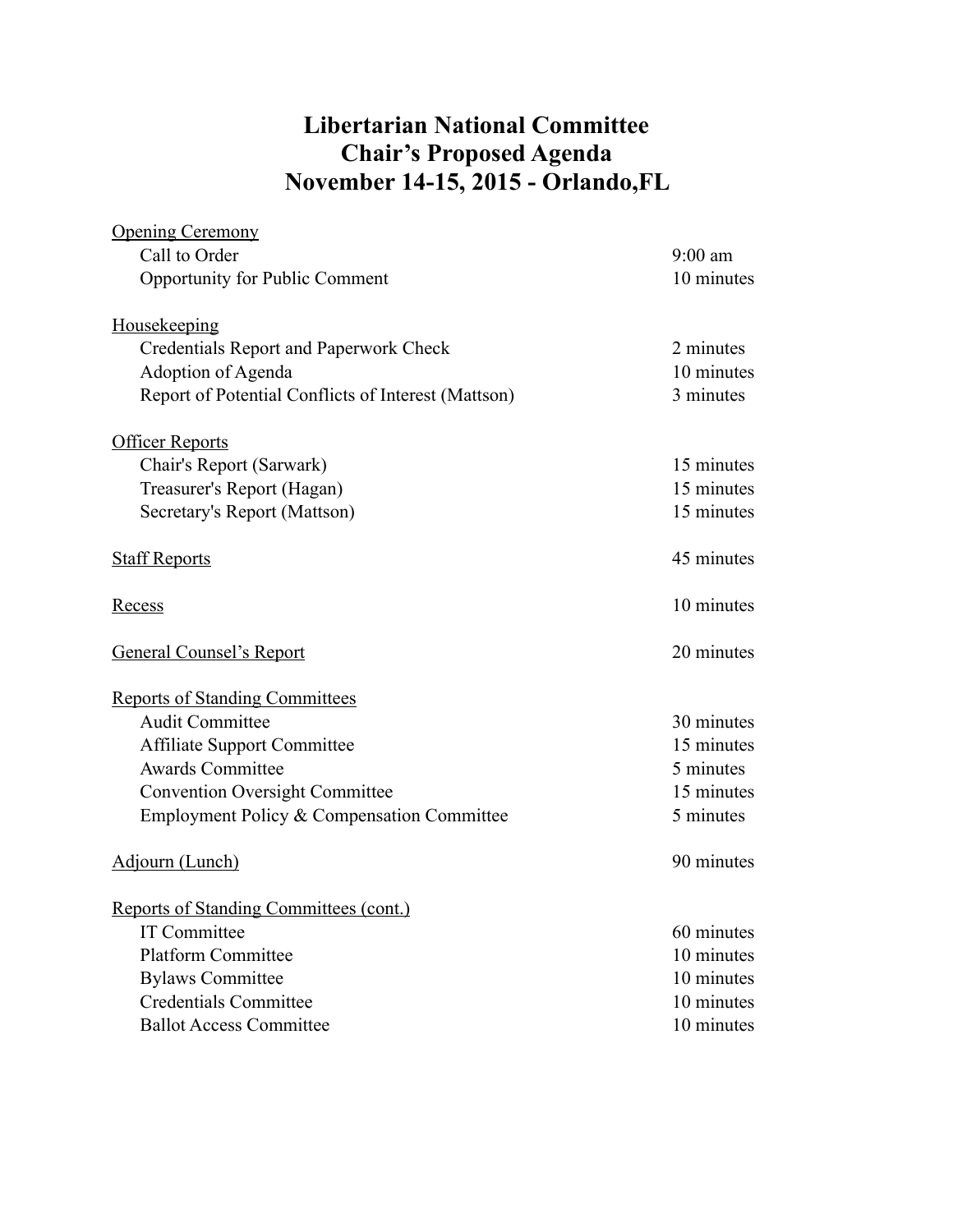# Libertarian National Committee
# Chair's Proposed Agenda
# November 14-15, 2015 - Orlando,FL

| | |
|---|---|
| <u>Opening Ceremony</u> | |
| Call to Order | 9:00 am |
| Opportunity for Public Comment | 10 minutes |
| | |
| <u>Housekeeping</u> | |
| Credentials Report and Paperwork Check | 2 minutes |
| Adoption of Agenda | 10 minutes |
| Report of Potential Conflicts of Interest (Mattson) | 3 minutes |
| | |
| <u>Officer Reports</u> | |
| Chair's Report (Sarwark) | 15 minutes |
| Treasurer's Report (Hagan) | 15 minutes |
| Secretary's Report (Mattson) | 15 minutes |
| | |
| <u>Staff Reports</u> | 45 minutes |
| | |
| <u>Recess</u> | 10 minutes |
| | |
| <u>General Counsel's Report</u> | 20 minutes |
| | |
| <u>Reports of Standing Committees</u> | |
| Audit Committee | 30 minutes |
| Affiliate Support Committee | 15 minutes |
| Awards Committee | 5 minutes |
| Convention Oversight Committee | 15 minutes |
| Employment Policy & Compensation Committee | 5 minutes |
| | |
| <u>Adjourn (Lunch)</u> | 90 minutes |
| | |
| <u>Reports of Standing Committees (cont.)</u> | |
| IT Committee | 60 minutes |
| Platform Committee | 10 minutes |
| Bylaws Committee | 10 minutes |
| Credentials Committee | 10 minutes |
| Ballot Access Committee | 10 minutes |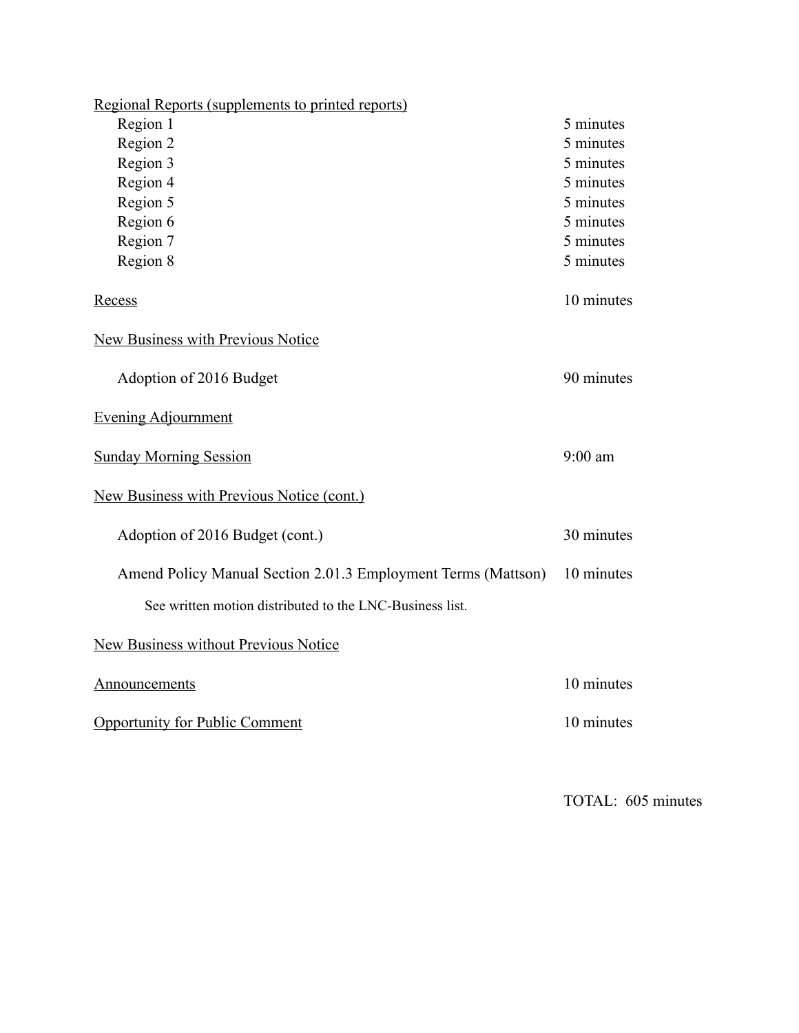| | |
|---|---|
| <u>Regional Reports (supplements to printed reports)</u> | |
| Region 1 | 5 minutes |
| Region 2 | 5 minutes |
| Region 3 | 5 minutes |
| Region 4 | 5 minutes |
| Region 5 | 5 minutes |
| Region 6 | 5 minutes |
| Region 7 | 5 minutes |
| Region 8 | 5 minutes |
| <u>Recess</u> | 10 minutes |
| <u>New Business with Previous Notice</u> | |
| Adoption of 2016 Budget | 90 minutes |
| <u>Evening Adjournment</u> | |
| <u>Sunday Morning Session</u> | 9:00 am |
| <u>New Business with Previous Notice (cont.)</u> | |
| Adoption of 2016 Budget (cont.) | 30 minutes |
| Amend Policy Manual Section 2.01.3 Employment Terms (Mattson) | 10 minutes |
| See written motion distributed to the LNC-Business list. | |
| <u>New Business without Previous Notice</u> | |
| <u>Announcements</u> | 10 minutes |
| <u>Opportunity for Public Comment</u> | 10 minutes |

TOTAL: 605 minutes